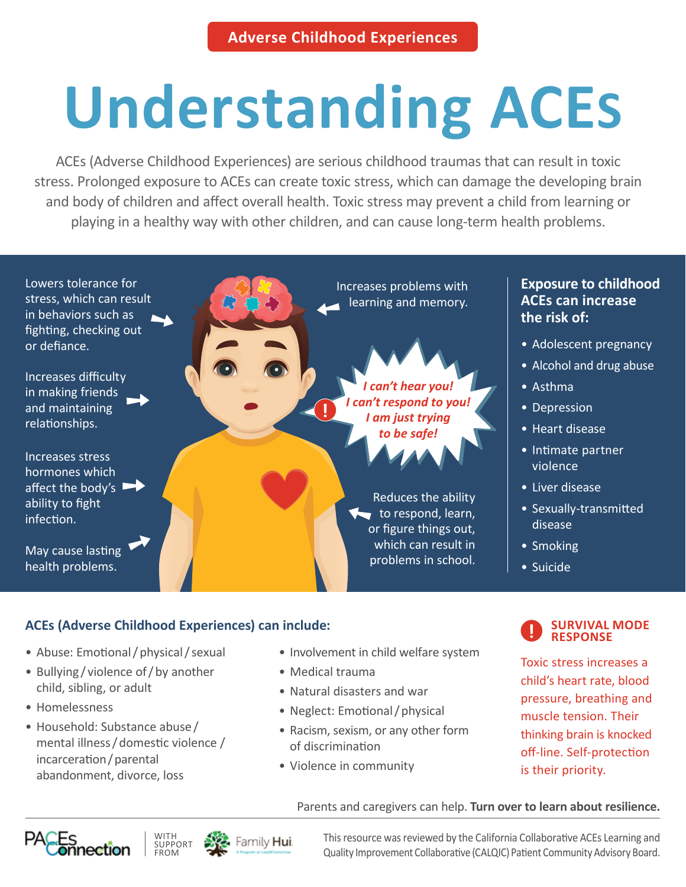Adverse Childhood Experiences

# Understanding ACEs

ACEs (Adverse Childhood Experiences) are serious childhood traumas that can result in toxic stress. Prolonged exposure to ACEs can create toxic stress, which can damage the developing brain and body of children and affect overall health. Toxic stress may prevent a child from learning or playing in a healthy way with other children, and can cause long-term health problems.

Lowers tolerance for stress, which can result in behaviors such as fighting, checking out or defiance.

Increases difficulty in making friends and maintaining relationships.

Increases stress hormones which affect the body's ability to fight infection.

May cause lasting health problems.

Increases problems with learning and memory.

*I can't hear you! I can't respond to you! I am just trying to be safe!*

Reduces the ability to respond, learn, or figure things out, which can result in problems in school.

### Exposure to childhood ACEs can increase the risk of:

- Adolescent pregnancy
- Alcohol and drug abuse
- Asthma
- Depression
- Heart disease
- Intimate partner violence
- Liver disease
- Sexually-transmitted disease
- Smoking
- Suicide

### ACEs (Adverse Childhood Experiences) can include:

- Abuse: Emotional / physical / sexual
- Bullying / violence of / by another child, sibling, or adult
- Homelessness
- Household: Substance abuse / mental illness / domestic violence / incarceration / parental abandonment, divorce, loss
- Involvement in child welfare system
- Medical trauma
- Natural disasters and war
- Neglect: Emotional / physical
- Racism, sexism, or any other form of discrimination
- Violence in community

### SURVIVAL MODE RESPONSE

Toxic stress increases a child's heart rate, blood pressure, breathing and muscle tension. Their thinking brain is knocked off-line. Self-protection is their priority.

Parents and caregivers can help. **Turn over to learn about resilience.**

PACEs Connection | WITH SUPPORT FROM Family Hui

This resource was reviewed by the California Collaborative ACEs Learning and Quality Improvement Collaborative (CALQIC) Patient Community Advisory Board.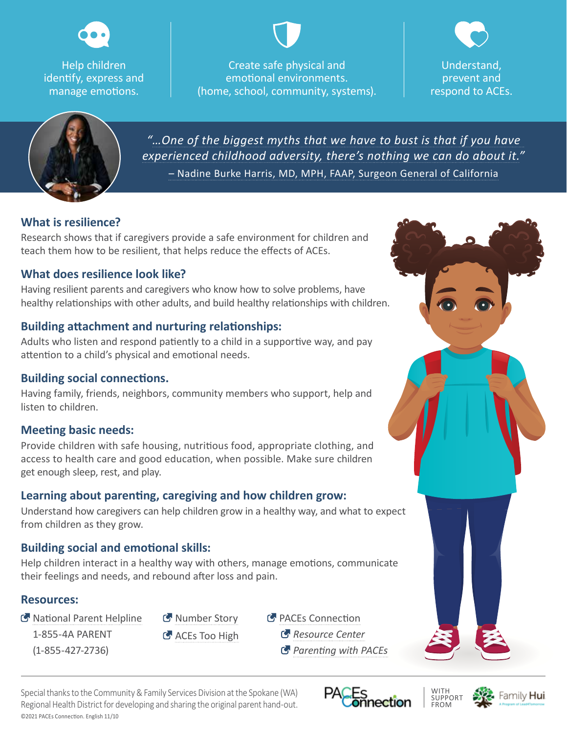Help children identify, express and manage emotions.

Create safe physical and emotional environments. (home, school, community, systems).

Understand, prevent and respond to ACEs.

*"...One of the biggest myths that we have to bust is that if you have experienced childhood adversity, there's nothing we can do about it."*

– Nadine Burke Harris, MD, MPH, FAAP, Surgeon General of California

## What is resilience?

Research shows that if caregivers provide a safe environment for children and teach them how to be resilient, that helps reduce the effects of ACEs.

## What does resilience look like?

Having resilient parents and caregivers who know how to solve problems, have healthy relationships with other adults, and build healthy relationships with children.

## Building attachment and nurturing relationships:

Adults who listen and respond patiently to a child in a supportive way, and pay attention to a child's physical and emotional needs.

## Building social connections.

Having family, friends, neighbors, community members who support, help and listen to children.

## Meeting basic needs:

Provide children with safe housing, nutritious food, appropriate clothing, and access to health care and good education, when possible. Make sure children get enough sleep, rest, and play.

## Learning about parenting, caregiving and how children grow:

Understand how caregivers can help children grow in a healthy way, and what to expect from children as they grow.

## Building social and emotional skills:

Help children interact in a healthy way with others, manage emotions, communicate their feelings and needs, and rebound after loss and pain.

## Resources:

- National Parent Helpline
  1-855-4A PARENT
  (1-855-427-2736)
- Number Story
- ACEs Too High
- PACEs Connection
  - *Resource Center*
  - *Parenting with PACEs*

Special thanks to the Community & Family Services Division at the Spokane (WA) Regional Health District for developing and sharing the original parent hand-out.

©2021 PACEs Connection. English 11/10

PACEs Connection

WITH SUPPORT FROM Family Hui